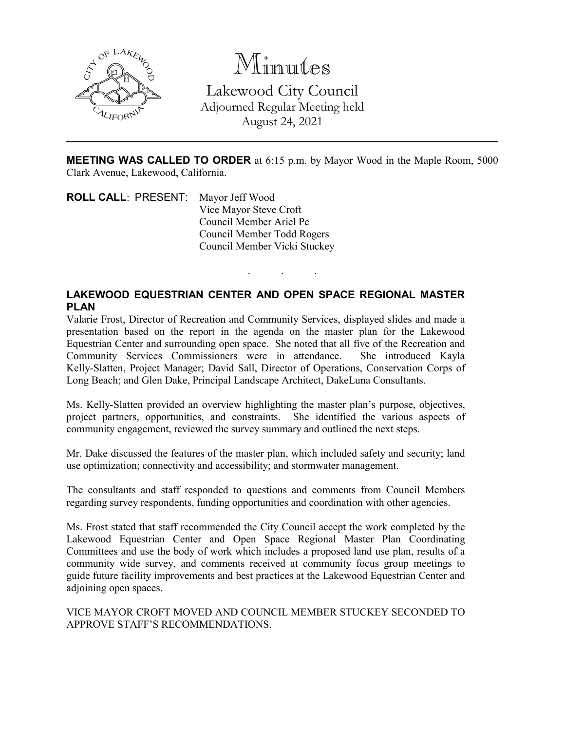# Minutes

## Lakewood City Council

Adjourned Regular Meeting held
August 24, 2021

---

**MEETING WAS CALLED TO ORDER** at 6:15 p.m. by Mayor Wood in the Maple Room, 5000 Clark Avenue, Lakewood, California.

**ROLL CALL**: PRESENT: Mayor Jeff Wood
Vice Mayor Steve Croft
Council Member Ariel Pe
Council Member Todd Rogers
Council Member Vicki Stuckey

. . .

**LAKEWOOD EQUESTRIAN CENTER AND OPEN SPACE REGIONAL MASTER PLAN**

Valarie Frost, Director of Recreation and Community Services, displayed slides and made a presentation based on the report in the agenda on the master plan for the Lakewood Equestrian Center and surrounding open space. She noted that all five of the Recreation and Community Services Commissioners were in attendance. She introduced Kayla Kelly-Slatten, Project Manager; David Sall, Director of Operations, Conservation Corps of Long Beach; and Glen Dake, Principal Landscape Architect, DakeLuna Consultants.

Ms. Kelly-Slatten provided an overview highlighting the master plan's purpose, objectives, project partners, opportunities, and constraints. She identified the various aspects of community engagement, reviewed the survey summary and outlined the next steps.

Mr. Dake discussed the features of the master plan, which included safety and security; land use optimization; connectivity and accessibility; and stormwater management.

The consultants and staff responded to questions and comments from Council Members regarding survey respondents, funding opportunities and coordination with other agencies.

Ms. Frost stated that staff recommended the City Council accept the work completed by the Lakewood Equestrian Center and Open Space Regional Master Plan Coordinating Committees and use the body of work which includes a proposed land use plan, results of a community wide survey, and comments received at community focus group meetings to guide future facility improvements and best practices at the Lakewood Equestrian Center and adjoining open spaces.

VICE MAYOR CROFT MOVED AND COUNCIL MEMBER STUCKEY SECONDED TO APPROVE STAFF'S RECOMMENDATIONS.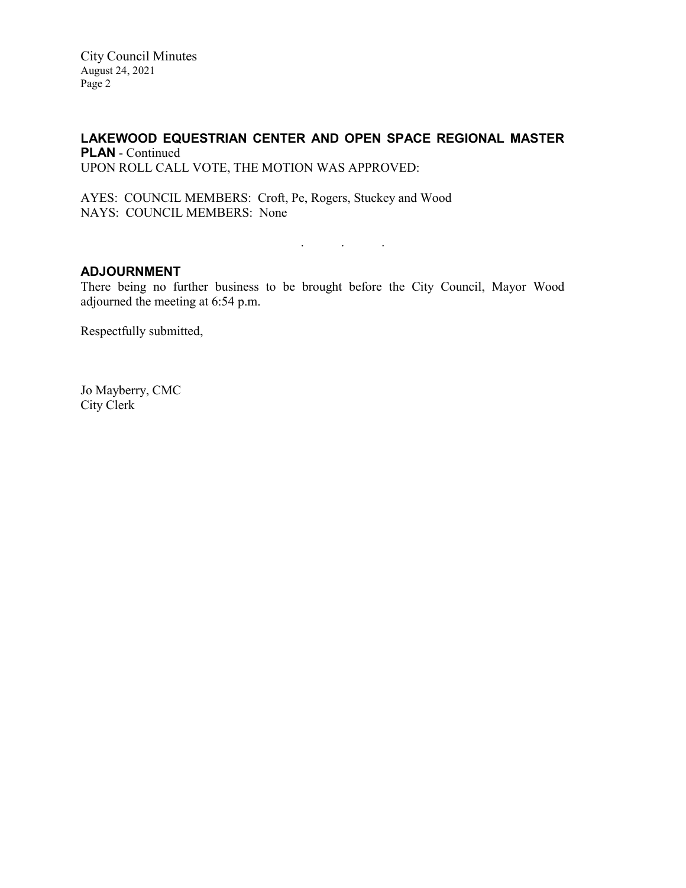**LAKEWOOD EQUESTRIAN CENTER AND OPEN SPACE REGIONAL MASTER PLAN** - Continued

UPON ROLL CALL VOTE, THE MOTION WAS APPROVED:

AYES: COUNCIL MEMBERS: Croft, Pe, Rogers, Stuckey and Wood
NAYS: COUNCIL MEMBERS: None

. . .

**ADJOURNMENT**

There being no further business to be brought before the City Council, Mayor Wood adjourned the meeting at 6:54 p.m.

Respectfully submitted,

Jo Mayberry, CMC
City Clerk